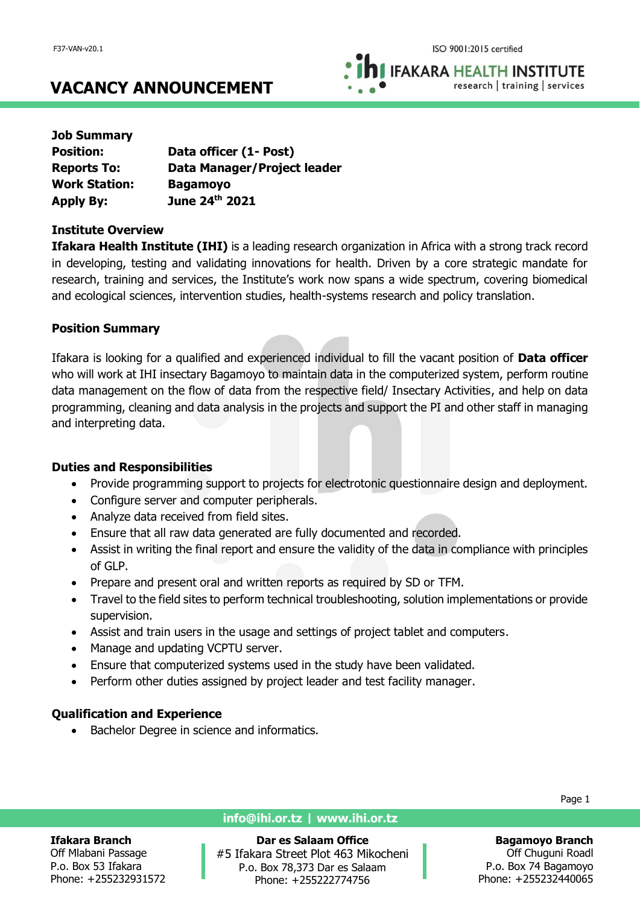F37-VAN-v20.1

ISO 9001:2015 certified

# VACANCY ANNOUNCEMENT

**IFAKARA HEALTH INSTITUTE**
research | training | services

**Job Summary**

| | |
|---|---|
| **Position:** | **Data officer (1- Post)** |
| **Reports To:** | **Data Manager/Project leader** |
| **Work Station:** | **Bagamoyo** |
| **Apply By:** | **June 24th 2021** |

**Institute Overview**

**Ifakara Health Institute (IHI)** is a leading research organization in Africa with a strong track record in developing, testing and validating innovations for health. Driven by a core strategic mandate for research, training and services, the Institute's work now spans a wide spectrum, covering biomedical and ecological sciences, intervention studies, health-systems research and policy translation.

**Position Summary**

Ifakara is looking for a qualified and experienced individual to fill the vacant position of **Data officer** who will work at IHI insectary Bagamoyo to maintain data in the computerized system, perform routine data management on the flow of data from the respective field/ Insectary Activities, and help on data programming, cleaning and data analysis in the projects and support the PI and other staff in managing and interpreting data.

**Duties and Responsibilities**

- Provide programming support to projects for electrotonic questionnaire design and deployment.
- Configure server and computer peripherals.
- Analyze data received from field sites.
- Ensure that all raw data generated are fully documented and recorded.
- Assist in writing the final report and ensure the validity of the data in compliance with principles of GLP.
- Prepare and present oral and written reports as required by SD or TFM.
- Travel to the field sites to perform technical troubleshooting, solution implementations or provide supervision.
- Assist and train users in the usage and settings of project tablet and computers.
- Manage and updating VCPTU server.
- Ensure that computerized systems used in the study have been validated.
- Perform other duties assigned by project leader and test facility manager.

**Qualification and Experience**

- Bachelor Degree in science and informatics.

**info@ihi.or.tz | www.ihi.or.tz**

**Ifakara Branch**
Off Mlabani Passage
P.o. Box 53 Ifakara
Phone: +255232931572

**Dar es Salaam Office**
#5 Ifakara Street Plot 463 Mikocheni
P.o. Box 78,373 Dar es Salaam
Phone: +255222774756

**Bagamoyo Branch**
Off Chuguni Roadl
P.o. Box 74 Bagamoyo
Phone: +255232440065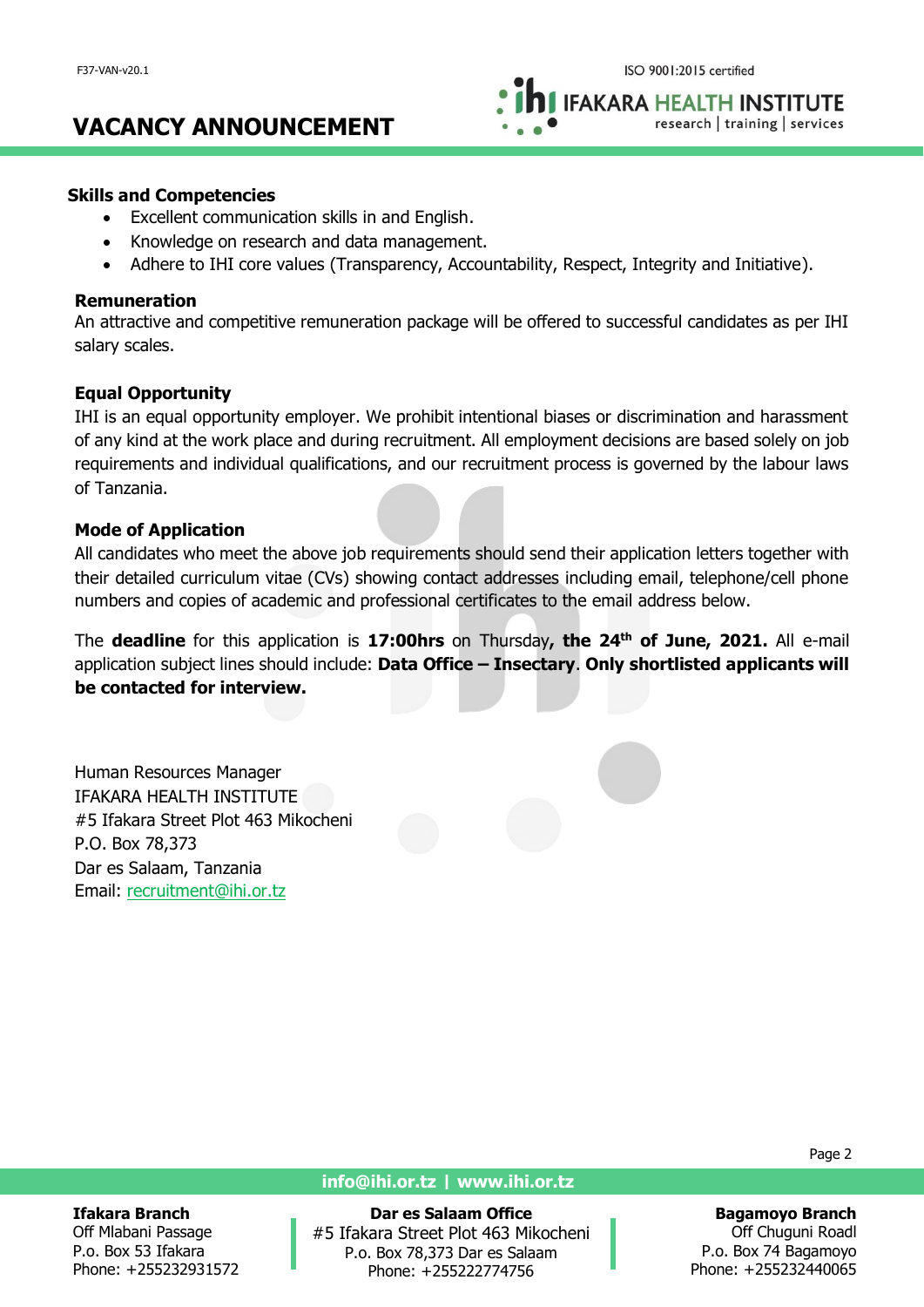### Skills and Competencies

- Excellent communication skills in and English.
- Knowledge on research and data management.
- Adhere to IHI core values (Transparency, Accountability, Respect, Integrity and Initiative).

### Remuneration

An attractive and competitive remuneration package will be offered to successful candidates as per IHI salary scales.

### Equal Opportunity

IHI is an equal opportunity employer. We prohibit intentional biases or discrimination and harassment of any kind at the work place and during recruitment. All employment decisions are based solely on job requirements and individual qualifications, and our recruitment process is governed by the labour laws of Tanzania.

### Mode of Application

All candidates who meet the above job requirements should send their application letters together with their detailed curriculum vitae (CVs) showing contact addresses including email, telephone/cell phone numbers and copies of academic and professional certificates to the email address below.

The **deadline** for this application is **17:00hrs** on Thursday**, the 24th of June, 2021.** All e-mail application subject lines should include: **Data Office – Insectary**. **Only shortlisted applicants will be contacted for interview.**

Human Resources Manager
IFAKARA HEALTH INSTITUTE
#5 Ifakara Street Plot 463 Mikocheni
P.O. Box 78,373
Dar es Salaam, Tanzania
Email: recruitment@ihi.or.tz